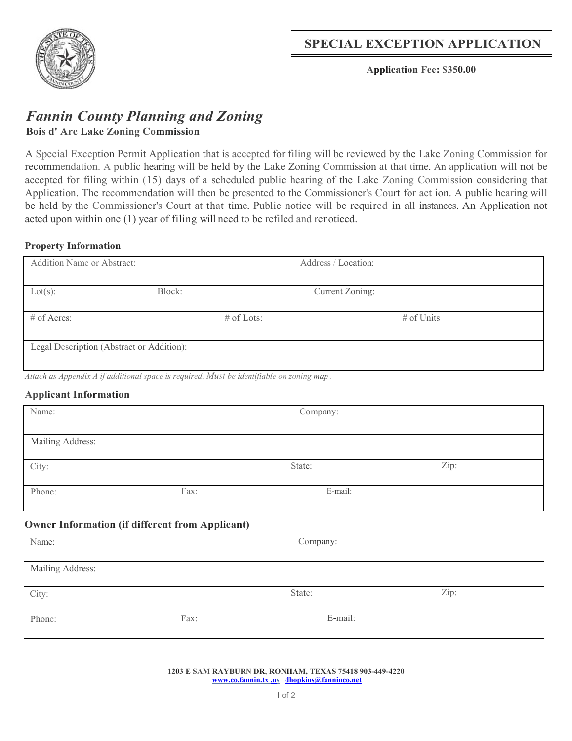# SPECIAL EXCEPTION APPLICATION

**Application Fee: $350.00**

## *Fannin County Planning and Zoning*

**Bois d' Arc Lake Zoning Commission**

A Special Exception Permit Application that is accepted for filing will be reviewed by the Lake Zoning Commission for recommendation. A public hearing will be held by the Lake Zoning Commission at that time. An application will not be accepted for filing within (15) days of a scheduled public hearing of the Lake Zoning Commission considering that Application. The recommendation will then be presented to the Commissioner's Court for action. A public hearing will be held by the Commissioner's Court at that time. Public notice will be required in all instances. An Application not acted upon within one (1) year of filing will need to be refiled and renoticed.

### Property Information

| Addition Name or Abstract: | | Address / Location: |
|---|---|---|
| Lot(s): | Block: | Current Zoning: |
| # of Acres: | # of Lots: | # of Units |
| Legal Description (Abstract or Addition): | | |

*Attach as Appendix A if additional space is required. Must be identifiable on zoning map .*

### Applicant Information

| Name: | | Company: |
|---|---|---|
| Mailing Address: | | |
| City: | State: | Zip: |
| Phone: | Fax: | E-mail: |

### Owner Information (if different from Applicant)

| Name: | | Company: |
|---|---|---|
| Mailing Address: | | |
| City: | State: | Zip: |
| Phone: | Fax: | E-mail: |

**1203 E SAM RAYBURN DR, RONIIAM, TEXAS 75418 903-449-4220**
www.co.fannin.tx .us dhopkins@fanninco.net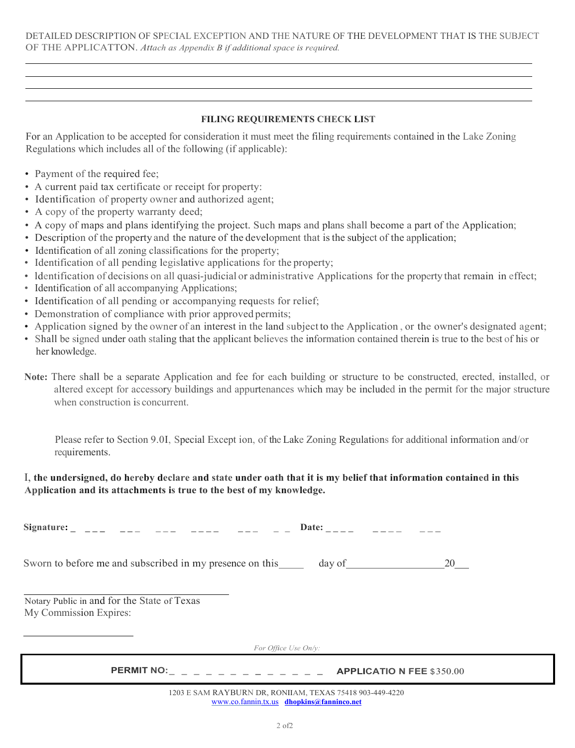DETAILED DESCRIPTION OF SPECIAL EXCEPTION AND THE NATURE OF THE DEVELOPMENT THAT IS THE SUBJECT OF THE APPLICATTON. *Attach as Appendix B if additional space is required.*

______________________________________________________________________________

______________________________________________________________________________

______________________________________________________________________________

______________________________________________________________________________

**FILING REQUIREMENTS CHECK LIST**

For an Application to be accepted for consideration it must meet the filing requirements contained in the Lake Zoning Regulations which includes all of the following (if applicable):

- Payment of the required fee;
- A current paid tax certificate or receipt for property:
- Identification of property owner and authorized agent;
- A copy of the property warranty deed;
- A copy of maps and plans identifying the project. Such maps and plans shall become a part of the Application;
- Description of the property and the nature of the development that is the subject of the application;
- Identification of all zoning classifications for the property;
- Identification of all pending legislative applications for the property;
- ldentification of decisions on all quasi-judicial or administrative Applications for the property that remain in effect;
- Identification of all accompanying Applications;
- Identification of all pending or accompanying requests for relief;
- Demonstration of compliance with prior approved permits;
- Application signed by the owner of an interest in the land subject to the Application , or the owner's designated agent;
- Shall be signed under oath staling that the applicant believes the information contained therein is true to the best of his or her knowledge.

**Note:** There shall be a separate Application and fee for each building or structure to be constructed, erected, installed, or altered except for accessory buildings and appurtenances which may be included in the permit for the major structure when construction is concurrent.

Please refer to Section 9.0I, Special Except ion, of the Lake Zoning Regulations for additional information and/or requirements.

I, **the undersigned, do hereby declare and state under oath that it is my belief that information contained in this Application and its attachments is true to the best of my knowledge.**

**Signature:** _______________________________ **Date:** _______________

Sworn to before me and subscribed in my presence on this_____ day of__________________20___

____________________________________
Notary Public in and for the State of Texas
My Commission Expires:

______________________

*For Office Use On/y:*

| | |
|---|---|
| **PERMIT NO:** ______________ | **APPLICATIO N FEE** $350.00 |

1203 E SAM RAYBURN DR, RONIIAM, TEXAS 75418 903-449-4220
www.co.fannin.tx.us **dhopkins@fanninco.net**